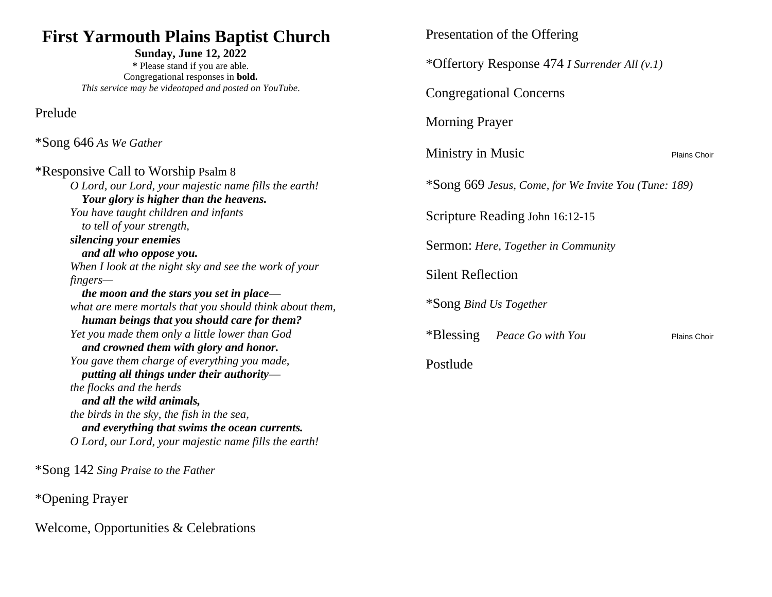# First Yarmouth Plains Baptist Church

**Sunday, June 12, 2022**

**\*** Please stand if you are able.
Congregational responses in **bold.**
*This service may be videotaped and posted on YouTube.*

Prelude

*Song 646 *As We Gather*

*Responsive Call to Worship Psalm 8

> *O Lord, our Lord, your majestic name fills the earth!*
> ***Your glory is higher than the heavens.***
> *You have taught children and infants*
> *to tell of your strength,*
> ***silencing your enemies***
> ***and all who oppose you.***
> *When I look at the night sky and see the work of your fingers—*
> ***the moon and the stars you set in place—***
> *what are mere mortals that you should think about them,*
> ***human beings that you should care for them?***
> *Yet you made them only a little lower than God*
> ***and crowned them with glory and honor.***
> *You gave them charge of everything you made,*
> ***putting all things under their authority—***
> *the flocks and the herds*
> ***and all the wild animals,***
> *the birds in the sky, the fish in the sea,*
> ***and everything that swims the ocean currents.***
> *O Lord, our Lord, your majestic name fills the earth!*

*Song 142 *Sing Praise to the Father*

*Opening Prayer

Welcome, Opportunities & Celebrations

Presentation of the Offering

*Offertory Response 474 *I Surrender All (v.1)*

Congregational Concerns

Morning Prayer

Ministry in Music — Plains Choir

*Song 669 *Jesus, Come, for We Invite You (Tune: 189)*

Scripture Reading John 16:12-15

Sermon: *Here, Together in Community*

Silent Reflection

*Song *Bind Us Together*

*Blessing *Peace Go with You* — Plains Choir

Postlude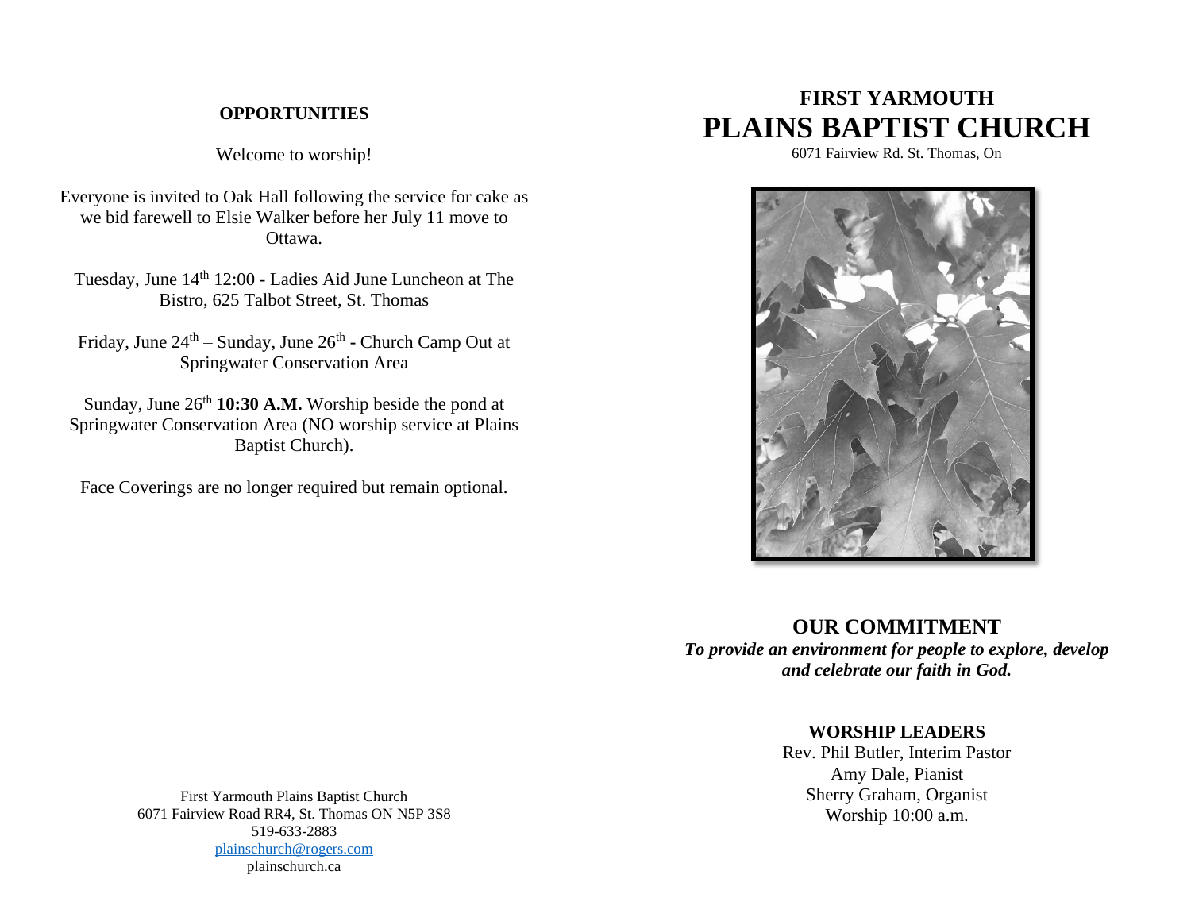## OPPORTUNITIES

Welcome to worship!

Everyone is invited to Oak Hall following the service for cake as we bid farewell to Elsie Walker before her July 11 move to Ottawa.

Tuesday, June 14th 12:00 - Ladies Aid June Luncheon at The Bistro, 625 Talbot Street, St. Thomas

Friday, June 24th – Sunday, June 26th - Church Camp Out at Springwater Conservation Area

Sunday, June 26th **10:30 A.M.** Worship beside the pond at Springwater Conservation Area (NO worship service at Plains Baptist Church).

Face Coverings are no longer required but remain optional.

First Yarmouth Plains Baptist Church
6071 Fairview Road RR4, St. Thomas ON N5P 3S8
519-633-2883
plainschurch@rogers.com
plainschurch.ca

### FIRST YARMOUTH
# PLAINS BAPTIST CHURCH

6071 Fairview Rd. St. Thomas, On

## OUR COMMITMENT

***To provide an environment for people to explore, develop and celebrate our faith in God.***

### WORSHIP LEADERS

Rev. Phil Butler, Interim Pastor
Amy Dale, Pianist
Sherry Graham, Organist
Worship 10:00 a.m.